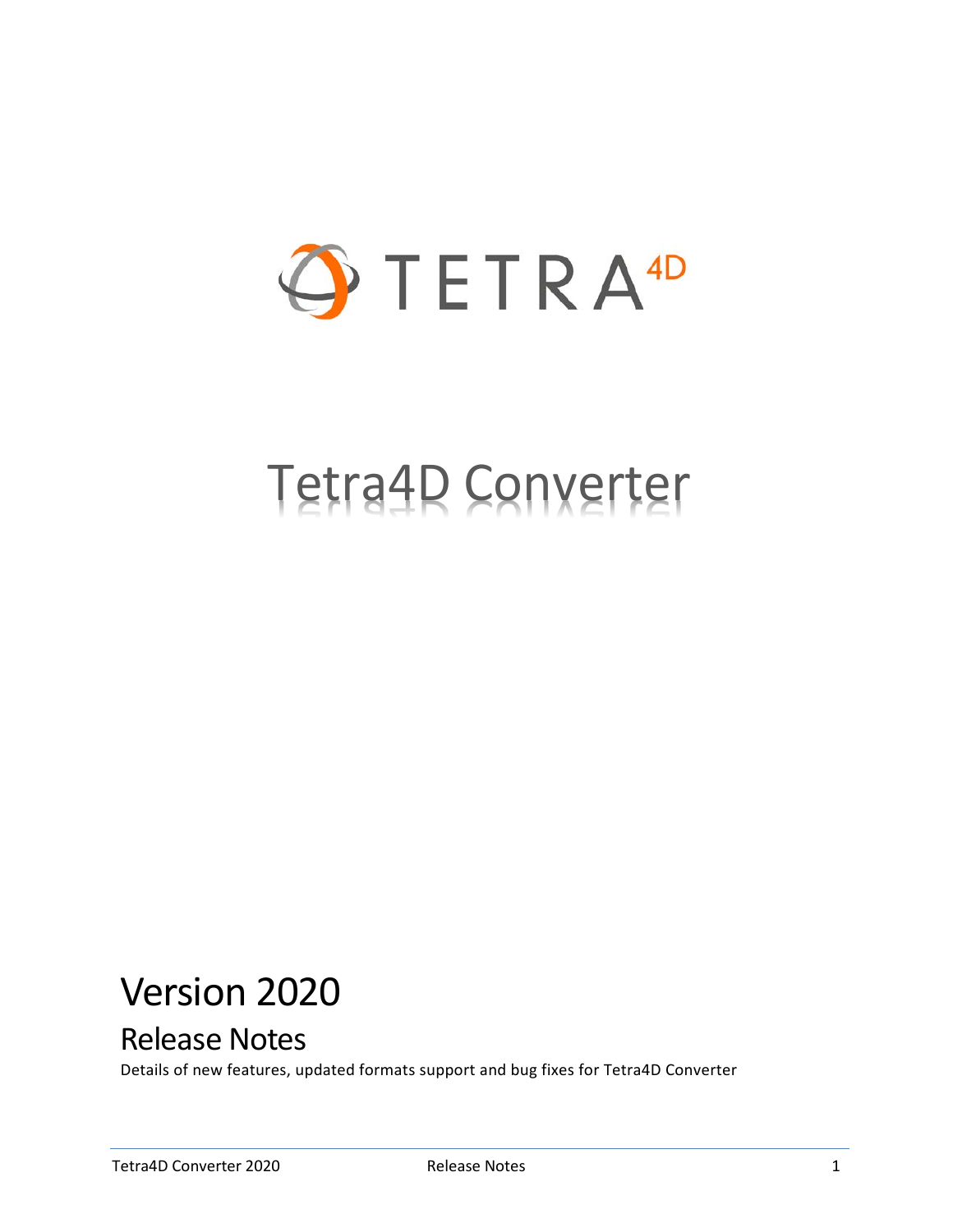TETRA4D

# Tetra4D Converter

## Version 2020

### Release Notes

Details of new features, updated formats support and bug fixes for Tetra4D Converter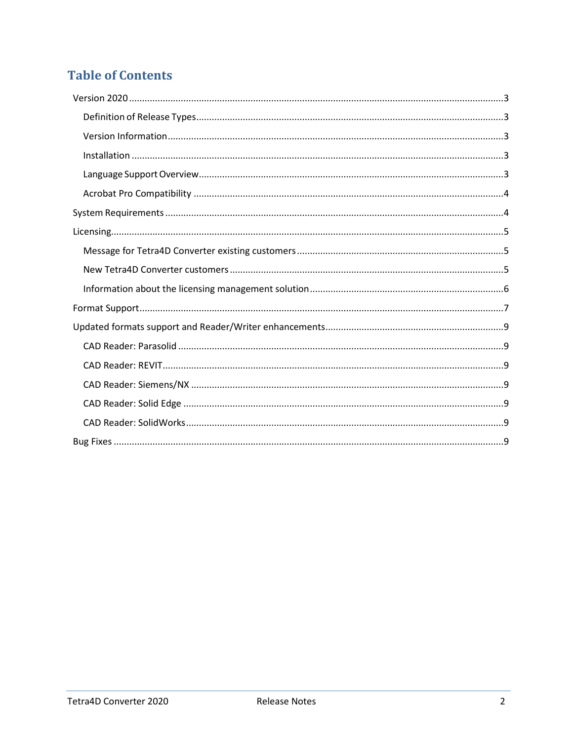# Table of Contents

- Version 2020 .......... 3
  - Definition of Release Types .......... 3
  - Version Information .......... 3
  - Installation .......... 3
  - Language Support Overview .......... 3
  - Acrobat Pro Compatibility .......... 4
- System Requirements .......... 4
- Licensing .......... 5
  - Message for Tetra4D Converter existing customers .......... 5
  - New Tetra4D Converter customers .......... 5
  - Information about the licensing management solution .......... 6
- Format Support .......... 7
- Updated formats support and Reader/Writer enhancements .......... 9
  - CAD Reader: Parasolid .......... 9
  - CAD Reader: REVIT .......... 9
  - CAD Reader: Siemens/NX .......... 9
  - CAD Reader: Solid Edge .......... 9
  - CAD Reader: SolidWorks .......... 9
- Bug Fixes .......... 9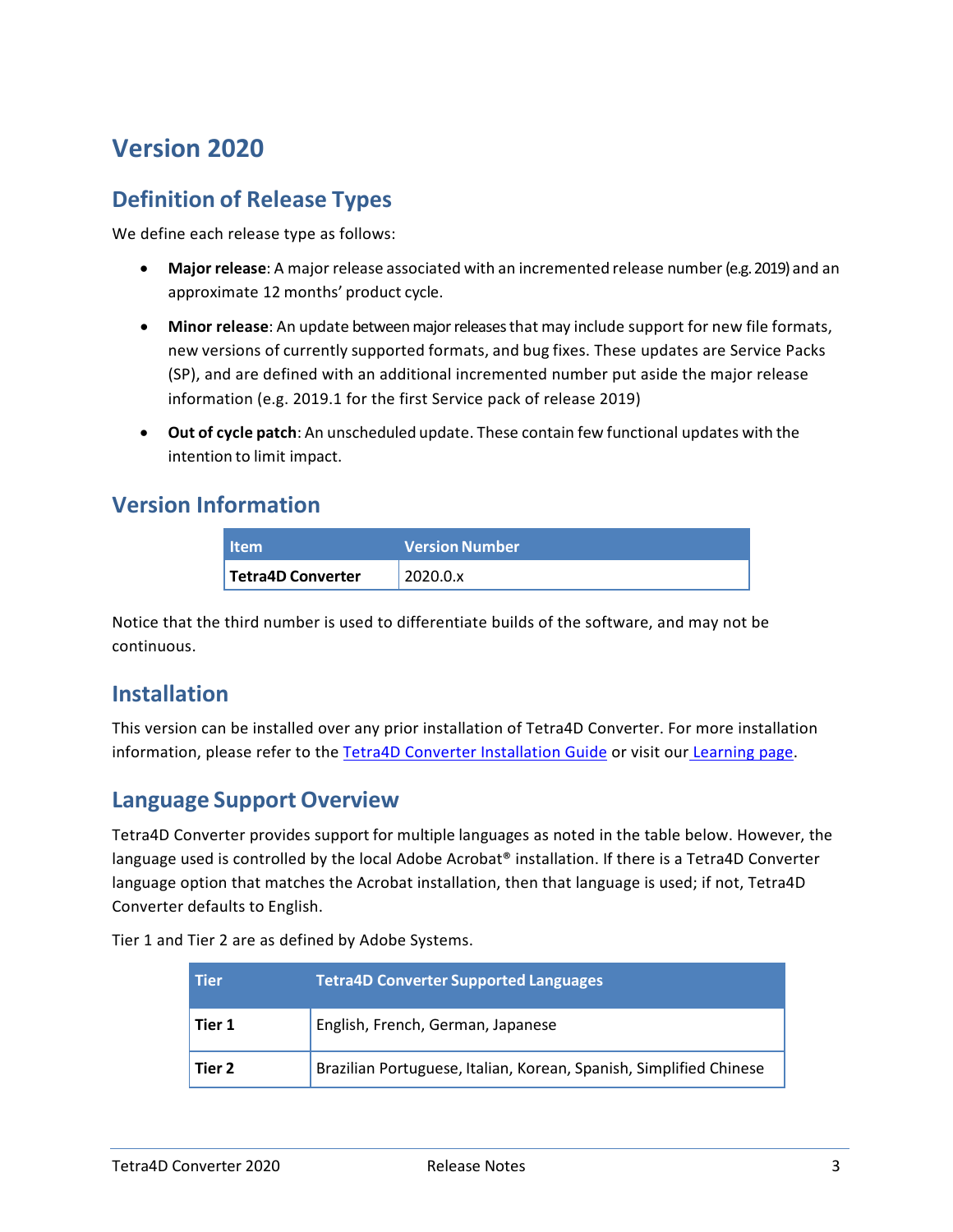# Version 2020

## Definition of Release Types

We define each release type as follows:

- **Major release**: A major release associated with an incremented release number (e.g. 2019) and an approximate 12 months' product cycle.
- **Minor release**: An update between major releases that may include support for new file formats, new versions of currently supported formats, and bug fixes. These updates are Service Packs (SP), and are defined with an additional incremented number put aside the major release information (e.g. 2019.1 for the first Service pack of release 2019)
- **Out of cycle patch**: An unscheduled update. These contain few functional updates with the intention to limit impact.

## Version Information

| Item | Version Number |
| --- | --- |
| **Tetra4D Converter** | 2020.0.x |

Notice that the third number is used to differentiate builds of the software, and may not be continuous.

## Installation

This version can be installed over any prior installation of Tetra4D Converter. For more installation information, please refer to the [Tetra4D Converter Installation Guide]() or visit our [Learning page]().

## Language Support Overview

Tetra4D Converter provides support for multiple languages as noted in the table below. However, the language used is controlled by the local Adobe Acrobat® installation. If there is a Tetra4D Converter language option that matches the Acrobat installation, then that language is used; if not, Tetra4D Converter defaults to English.

Tier 1 and Tier 2 are as defined by Adobe Systems.

| Tier | Tetra4D Converter Supported Languages |
| --- | --- |
| **Tier 1** | English, French, German, Japanese |
| **Tier 2** | Brazilian Portuguese, Italian, Korean, Spanish, Simplified Chinese |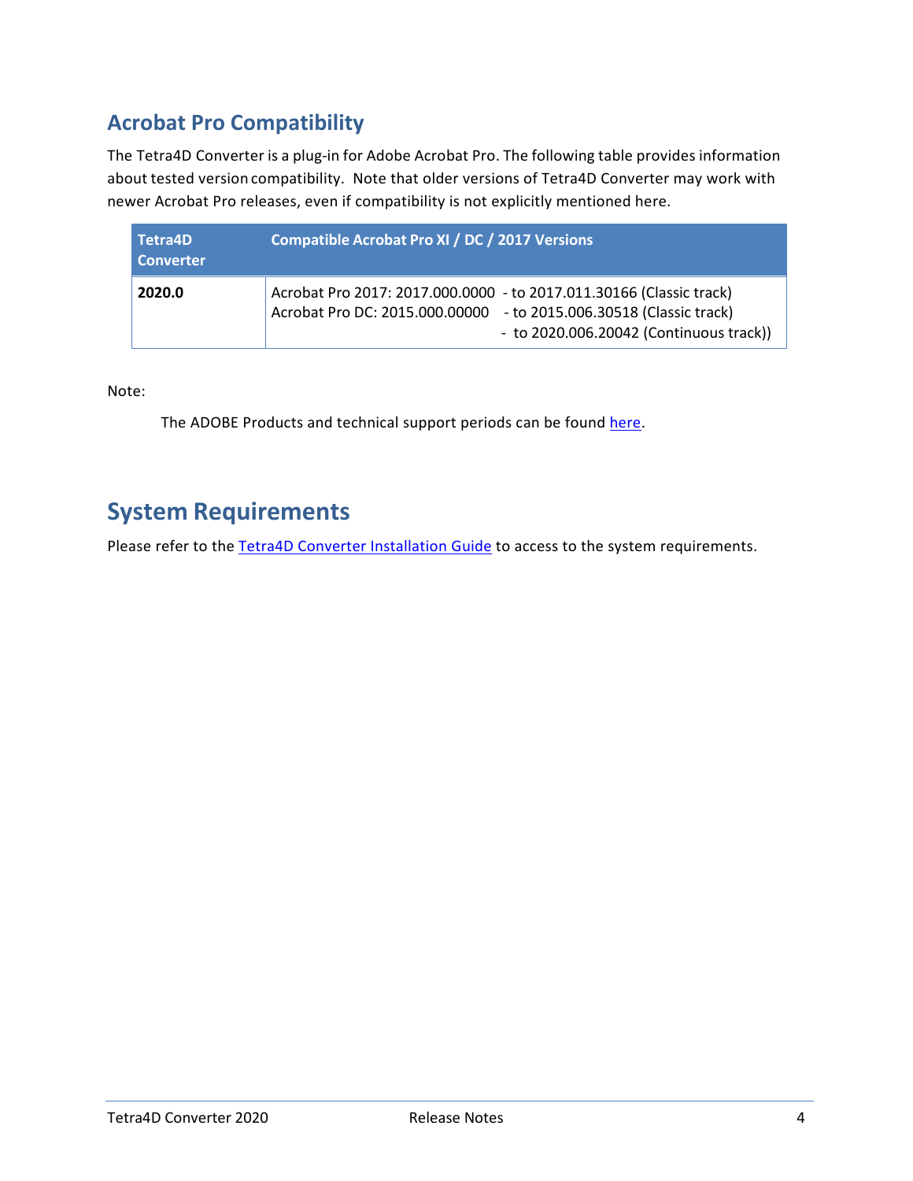## Acrobat Pro Compatibility

The Tetra4D Converter is a plug-in for Adobe Acrobat Pro. The following table provides information about tested version compatibility. Note that older versions of Tetra4D Converter may work with newer Acrobat Pro releases, even if compatibility is not explicitly mentioned here.

| Tetra4D Converter | Compatible Acrobat Pro XI / DC / 2017 Versions |
|---|---|
| **2020.0** | Acrobat Pro 2017: 2017.000.0000 - to 2017.011.30166 (Classic track)<br>Acrobat Pro DC: 2015.000.00000 - to 2015.006.30518 (Classic track)<br>- to 2020.006.20042 (Continuous track)) |

Note:

The ADOBE Products and technical support periods can be found here.

## System Requirements

Please refer to the Tetra4D Converter Installation Guide to access to the system requirements.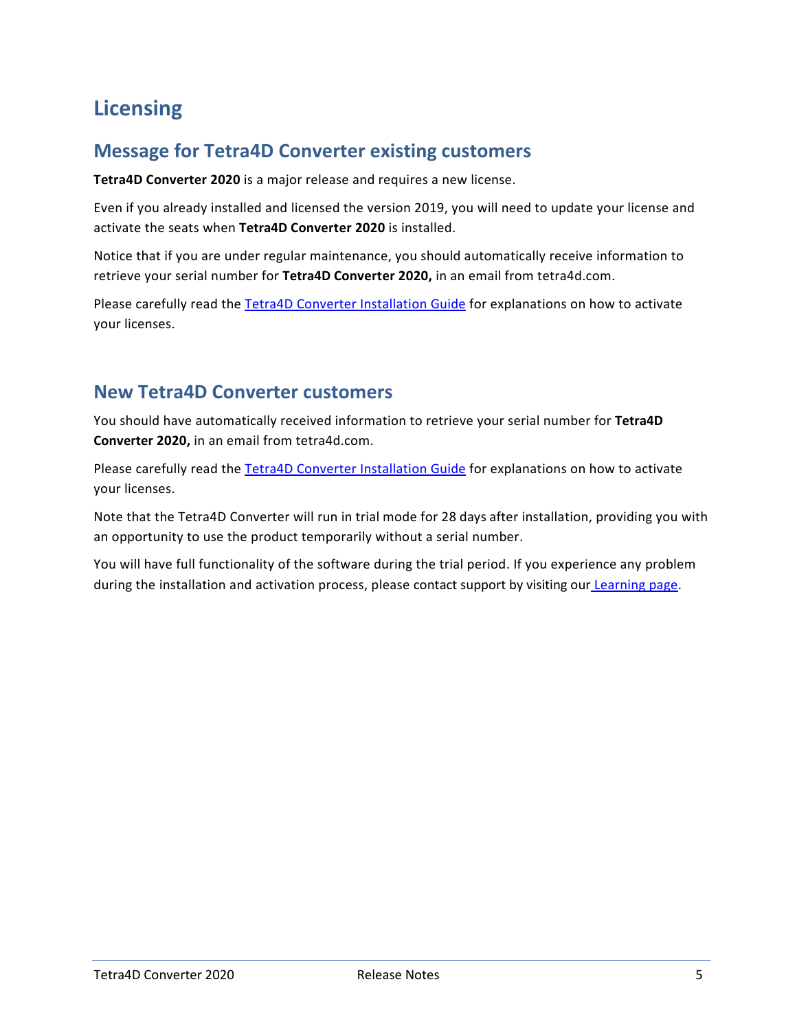# Licensing

## Message for Tetra4D Converter existing customers

**Tetra4D Converter 2020** is a major release and requires a new license.

Even if you already installed and licensed the version 2019, you will need to update your license and activate the seats when **Tetra4D Converter 2020** is installed.

Notice that if you are under regular maintenance, you should automatically receive information to retrieve your serial number for **Tetra4D Converter 2020,** in an email from tetra4d.com.

Please carefully read the Tetra4D Converter Installation Guide for explanations on how to activate your licenses.

## New Tetra4D Converter customers

You should have automatically received information to retrieve your serial number for **Tetra4D Converter 2020,** in an email from tetra4d.com.

Please carefully read the Tetra4D Converter Installation Guide for explanations on how to activate your licenses.

Note that the Tetra4D Converter will run in trial mode for 28 days after installation, providing you with an opportunity to use the product temporarily without a serial number.

You will have full functionality of the software during the trial period. If you experience any problem during the installation and activation process, please contact support by visiting our Learning page.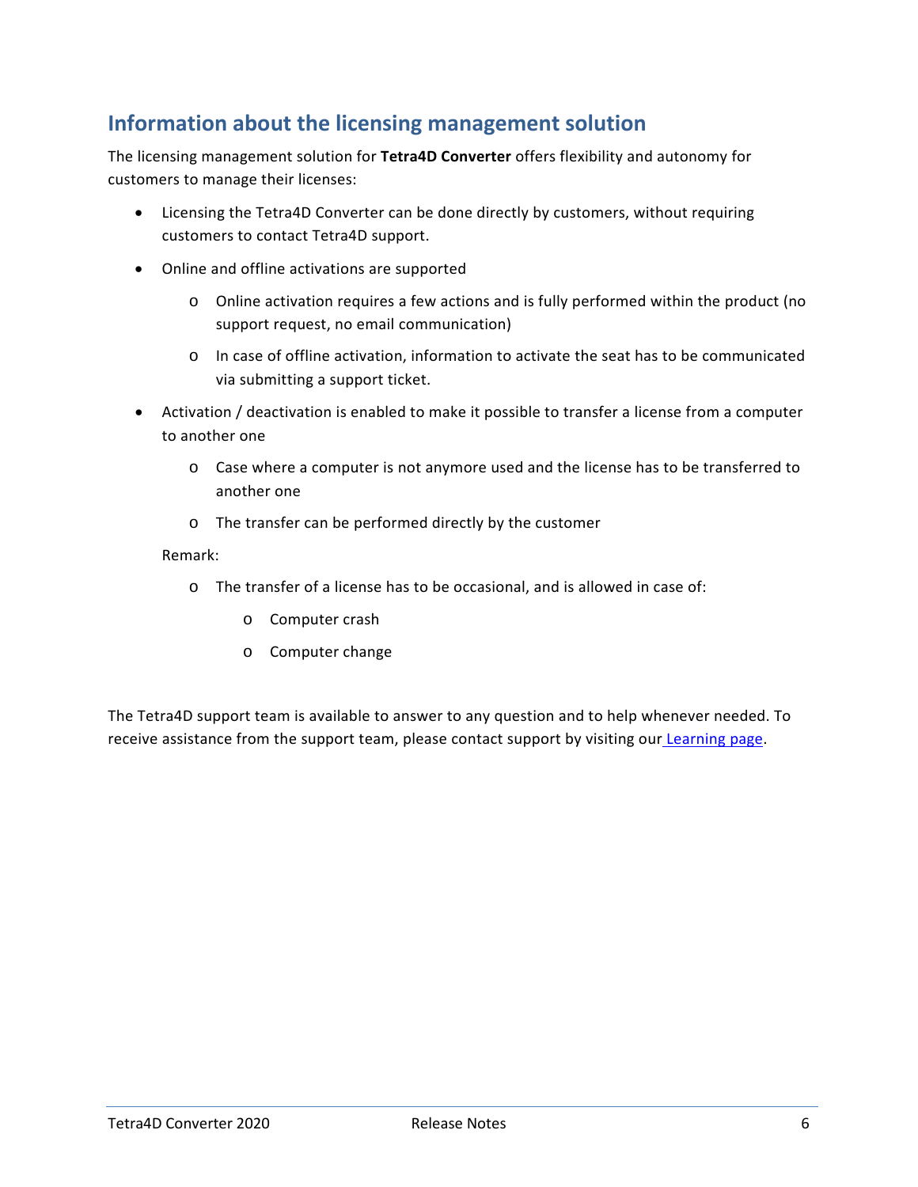## Information about the licensing management solution

The licensing management solution for **Tetra4D Converter** offers flexibility and autonomy for customers to manage their licenses:

- Licensing the Tetra4D Converter can be done directly by customers, without requiring customers to contact Tetra4D support.
- Online and offline activations are supported
  - Online activation requires a few actions and is fully performed within the product (no support request, no email communication)
  - In case of offline activation, information to activate the seat has to be communicated via submitting a support ticket.
- Activation / deactivation is enabled to make it possible to transfer a license from a computer to another one
  - Case where a computer is not anymore used and the license has to be transferred to another one
  - The transfer can be performed directly by the customer

  Remark:

  - The transfer of a license has to be occasional, and is allowed in case of:
    - Computer crash
    - Computer change

The Tetra4D support team is available to answer to any question and to help whenever needed. To receive assistance from the support team, please contact support by visiting our [Learning page](#).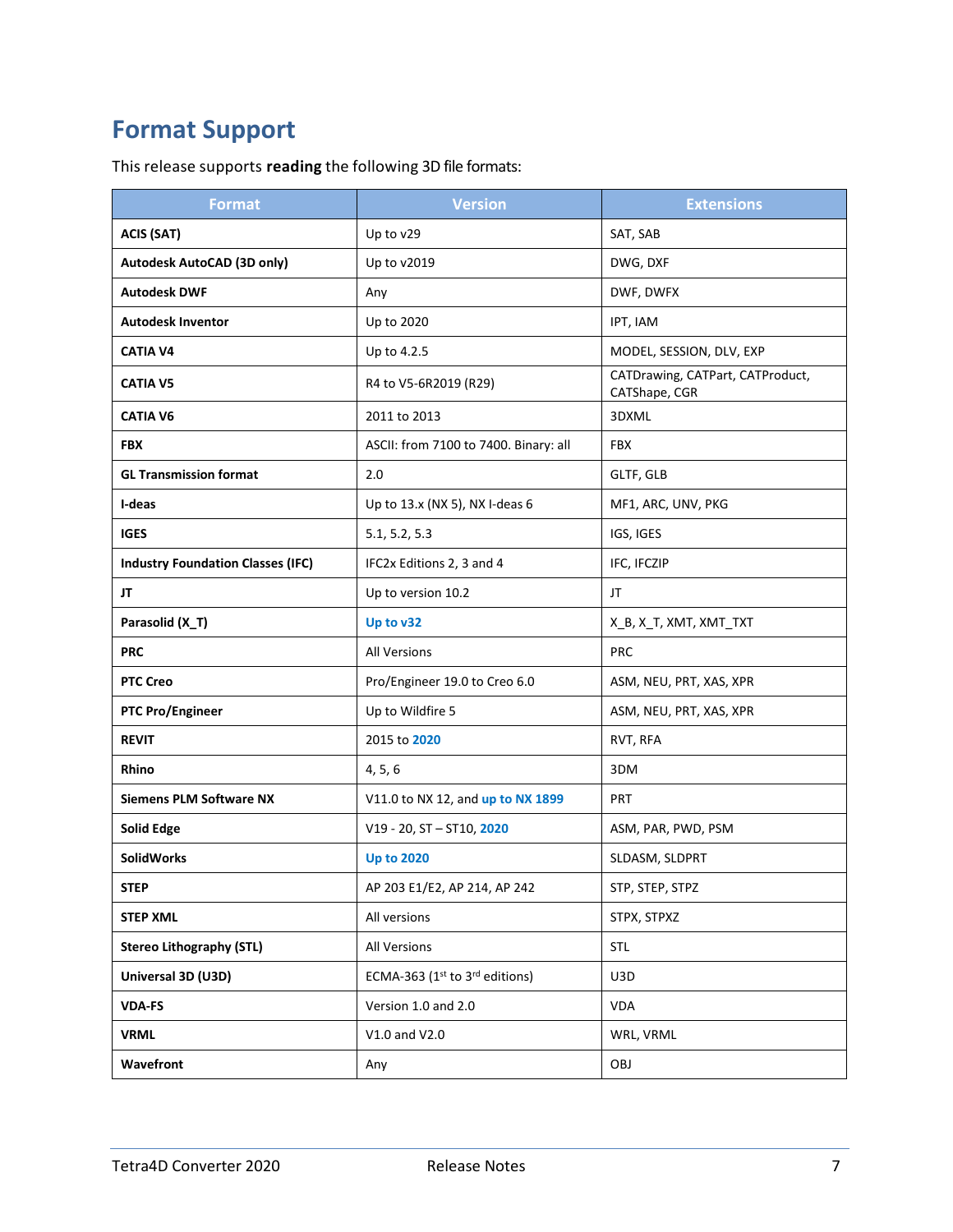# Format Support

This release supports **reading** the following 3D file formats:

| Format | Version | Extensions |
|---|---|---|
| **ACIS (SAT)** | Up to v29 | SAT, SAB |
| **Autodesk AutoCAD (3D only)** | Up to v2019 | DWG, DXF |
| **Autodesk DWF** | Any | DWF, DWFX |
| **Autodesk Inventor** | Up to 2020 | IPT, IAM |
| **CATIA V4** | Up to 4.2.5 | MODEL, SESSION, DLV, EXP |
| **CATIA V5** | R4 to V5-6R2019 (R29) | CATDrawing, CATPart, CATProduct, CATShape, CGR |
| **CATIA V6** | 2011 to 2013 | 3DXML |
| **FBX** | ASCII: from 7100 to 7400. Binary: all | FBX |
| **GL Transmission format** | 2.0 | GLTF, GLB |
| **I-deas** | Up to 13.x (NX 5), NX I-deas 6 | MF1, ARC, UNV, PKG |
| **IGES** | 5.1, 5.2, 5.3 | IGS, IGES |
| **Industry Foundation Classes (IFC)** | IFC2x Editions 2, 3 and 4 | IFC, IFCZIP |
| **JT** | Up to version 10.2 | JT |
| **Parasolid (X_T)** | **Up to v32** | X_B, X_T, XMT, XMT_TXT |
| **PRC** | All Versions | PRC |
| **PTC Creo** | Pro/Engineer 19.0 to Creo 6.0 | ASM, NEU, PRT, XAS, XPR |
| **PTC Pro/Engineer** | Up to Wildfire 5 | ASM, NEU, PRT, XAS, XPR |
| **REVIT** | 2015 to **2020** | RVT, RFA |
| **Rhino** | 4, 5, 6 | 3DM |
| **Siemens PLM Software NX** | V11.0 to NX 12, and **up to NX 1899** | PRT |
| **Solid Edge** | V19 - 20, ST – ST10, **2020** | ASM, PAR, PWD, PSM |
| **SolidWorks** | **Up to 2020** | SLDASM, SLDPRT |
| **STEP** | AP 203 E1/E2, AP 214, AP 242 | STP, STEP, STPZ |
| **STEP XML** | All versions | STPX, STPXZ |
| **Stereo Lithography (STL)** | All Versions | STL |
| **Universal 3D (U3D)** | ECMA-363 (1st to 3rd editions) | U3D |
| **VDA-FS** | Version 1.0 and 2.0 | VDA |
| **VRML** | V1.0 and V2.0 | WRL, VRML |
| **Wavefront** | Any | OBJ |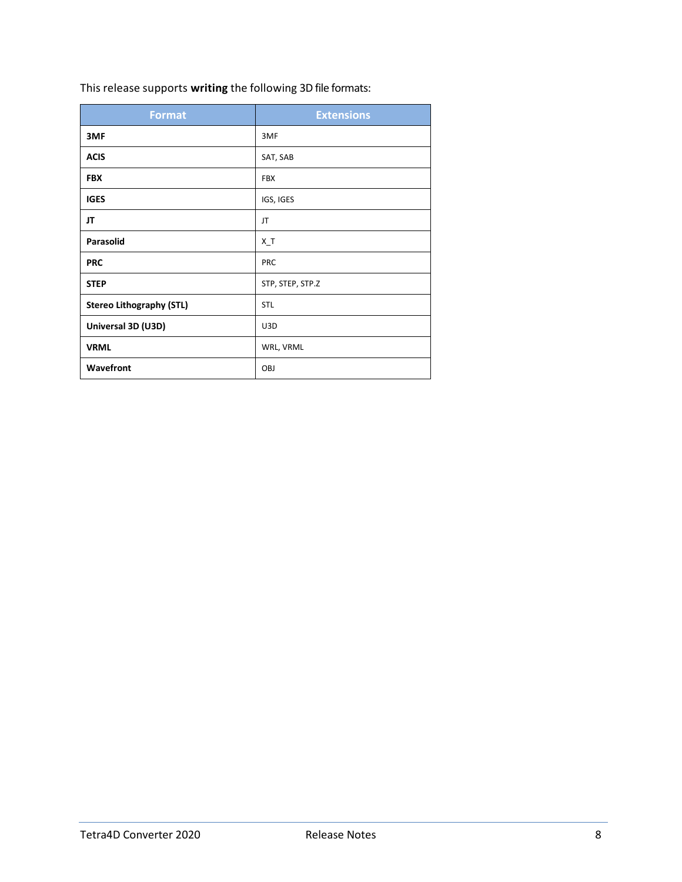This release supports **writing** the following 3D file formats:

| Format | Extensions |
| --- | --- |
| **3MF** | 3MF |
| **ACIS** | SAT, SAB |
| **FBX** | FBX |
| **IGES** | IGS, IGES |
| **JT** | JT |
| **Parasolid** | X_T |
| **PRC** | PRC |
| **STEP** | STP, STEP, STP.Z |
| **Stereo Lithography (STL)** | STL |
| **Universal 3D (U3D)** | U3D |
| **VRML** | WRL, VRML |
| **Wavefront** | OBJ |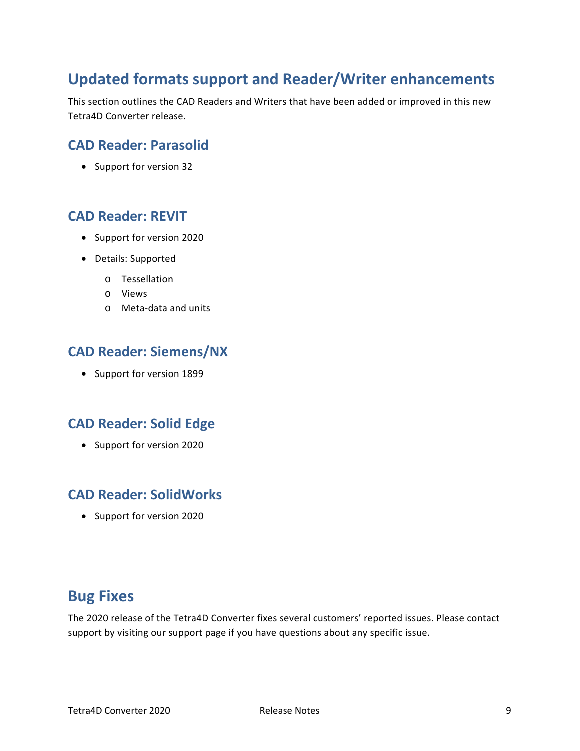## Updated formats support and Reader/Writer enhancements

This section outlines the CAD Readers and Writers that have been added or improved in this new Tetra4D Converter release.

### CAD Reader: Parasolid

- Support for version 32

### CAD Reader: REVIT

- Support for version 2020
- Details: Supported
  - Tessellation
  - Views
  - Meta-data and units

### CAD Reader: Siemens/NX

- Support for version 1899

### CAD Reader: Solid Edge

- Support for version 2020

### CAD Reader: SolidWorks

- Support for version 2020

## Bug Fixes

The 2020 release of the Tetra4D Converter fixes several customers' reported issues. Please contact support by visiting our support page if you have questions about any specific issue.